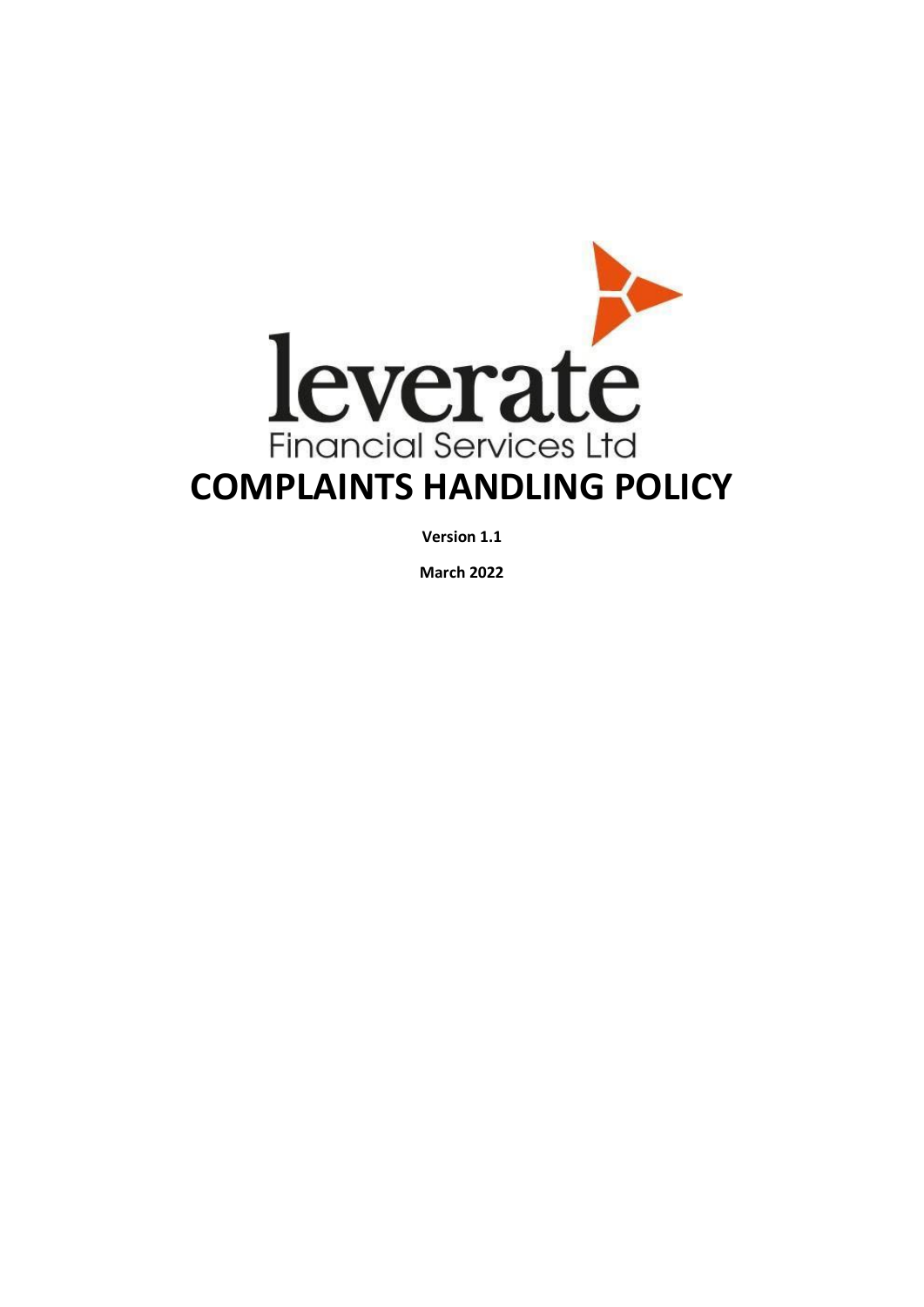leverate

Financial Services Ltd

# COMPLAINTS HANDLING POLICY

**Version 1.1**

**March 2022**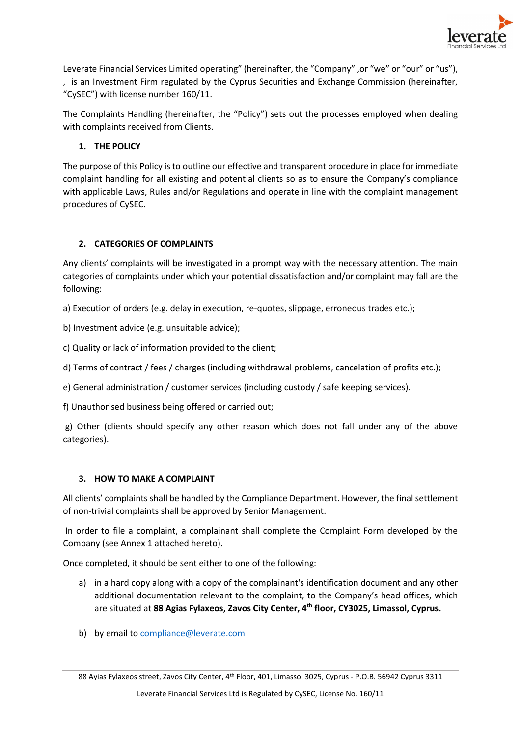Leverate Financial Services Limited operating" (hereinafter, the "Company" ,or "we" or "our" or "us"), , is an Investment Firm regulated by the Cyprus Securities and Exchange Commission (hereinafter, "CySEC") with license number 160/11.

The Complaints Handling (hereinafter, the "Policy") sets out the processes employed when dealing with complaints received from Clients.

## 1. THE POLICY

The purpose of this Policy is to outline our effective and transparent procedure in place for immediate complaint handling for all existing and potential clients so as to ensure the Company's compliance with applicable Laws, Rules and/or Regulations and operate in line with the complaint management procedures of CySEC.

## 2. CATEGORIES OF COMPLAINTS

Any clients' complaints will be investigated in a prompt way with the necessary attention. The main categories of complaints under which your potential dissatisfaction and/or complaint may fall are the following:

a) Execution of orders (e.g. delay in execution, re-quotes, slippage, erroneous trades etc.);

b) Investment advice (e.g. unsuitable advice);

c) Quality or lack of information provided to the client;

d) Terms of contract / fees / charges (including withdrawal problems, cancelation of profits etc.);

e) General administration / customer services (including custody / safe keeping services).

f) Unauthorised business being offered or carried out;

g) Other (clients should specify any other reason which does not fall under any of the above categories).

## 3. HOW TO MAKE A COMPLAINT

All clients' complaints shall be handled by the Compliance Department. However, the final settlement of non-trivial complaints shall be approved by Senior Management.

In order to file a complaint, a complainant shall complete the Complaint Form developed by the Company (see Annex 1 attached hereto).

Once completed, it should be sent either to one of the following:

a) in a hard copy along with a copy of the complainant's identification document and any other additional documentation relevant to the complaint, to the Company's head offices, which are situated at **88 Agias Fylaxeos, Zavos City Center, 4th floor, CY3025, Limassol, Cyprus.**

b) by email to compliance@leverate.com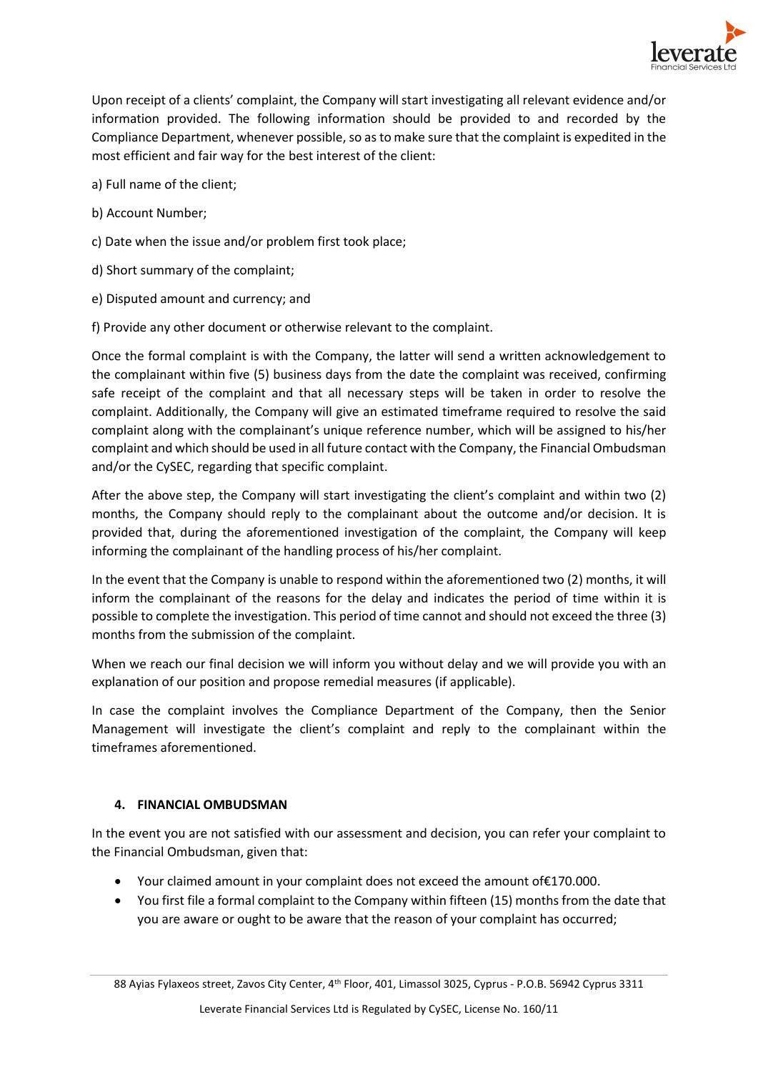Upon receipt of a clients' complaint, the Company will start investigating all relevant evidence and/or information provided. The following information should be provided to and recorded by the Compliance Department, whenever possible, so as to make sure that the complaint is expedited in the most efficient and fair way for the best interest of the client:

a) Full name of the client;

b) Account Number;

c) Date when the issue and/or problem first took place;

d) Short summary of the complaint;

e) Disputed amount and currency; and

f) Provide any other document or otherwise relevant to the complaint.

Once the formal complaint is with the Company, the latter will send a written acknowledgement to the complainant within five (5) business days from the date the complaint was received, confirming safe receipt of the complaint and that all necessary steps will be taken in order to resolve the complaint. Additionally, the Company will give an estimated timeframe required to resolve the said complaint along with the complainant's unique reference number, which will be assigned to his/her complaint and which should be used in all future contact with the Company, the Financial Ombudsman and/or the CySEC, regarding that specific complaint.

After the above step, the Company will start investigating the client's complaint and within two (2) months, the Company should reply to the complainant about the outcome and/or decision. It is provided that, during the aforementioned investigation of the complaint, the Company will keep informing the complainant of the handling process of his/her complaint.

In the event that the Company is unable to respond within the aforementioned two (2) months, it will inform the complainant of the reasons for the delay and indicates the period of time within it is possible to complete the investigation. This period of time cannot and should not exceed the three (3) months from the submission of the complaint.

When we reach our final decision we will inform you without delay and we will provide you with an explanation of our position and propose remedial measures (if applicable).

In case the complaint involves the Compliance Department of the Company, then the Senior Management will investigate the client's complaint and reply to the complainant within the timeframes aforementioned.

## 4. FINANCIAL OMBUDSMAN

In the event you are not satisfied with our assessment and decision, you can refer your complaint to the Financial Ombudsman, given that:

- Your claimed amount in your complaint does not exceed the amount of€170.000.
- You first file a formal complaint to the Company within fifteen (15) months from the date that you are aware or ought to be aware that the reason of your complaint has occurred;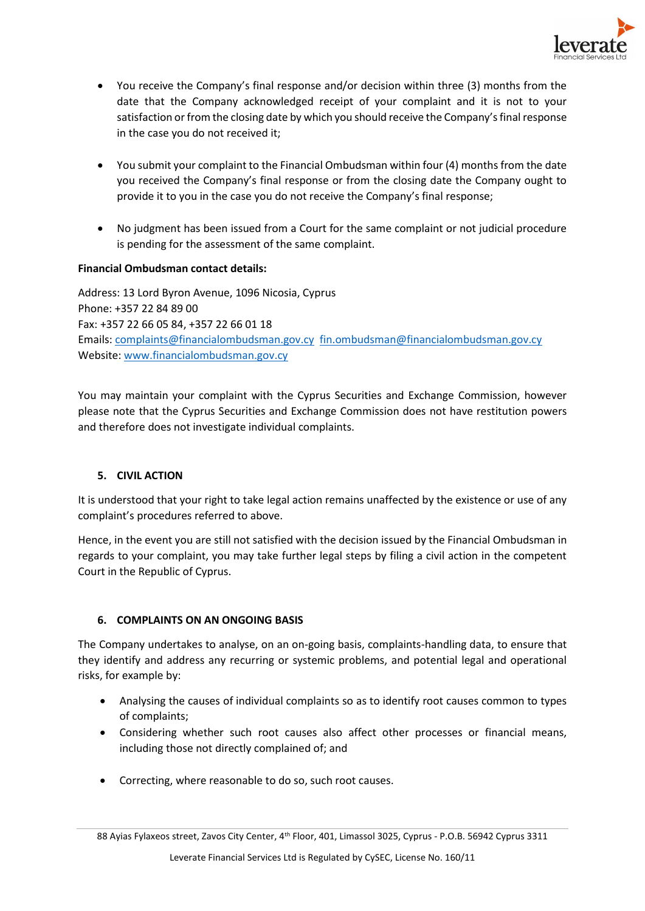- You receive the Company's final response and/or decision within three (3) months from the date that the Company acknowledged receipt of your complaint and it is not to your satisfaction or from the closing date by which you should receive the Company's final response in the case you do not received it;

- You submit your complaint to the Financial Ombudsman within four (4) months from the date you received the Company's final response or from the closing date the Company ought to provide it to you in the case you do not receive the Company's final response;

- No judgment has been issued from a Court for the same complaint or not judicial procedure is pending for the assessment of the same complaint.

**Financial Ombudsman contact details:**

Address: 13 Lord Byron Avenue, 1096 Nicosia, Cyprus
Phone: +357 22 84 89 00
Fax: +357 22 66 05 84, +357 22 66 01 18
Emails: complaints@financialombudsman.gov.cy fin.ombudsman@financialombudsman.gov.cy
Website: www.financialombudsman.gov.cy

You may maintain your complaint with the Cyprus Securities and Exchange Commission, however please note that the Cyprus Securities and Exchange Commission does not have restitution powers and therefore does not investigate individual complaints.

## 5. CIVIL ACTION

It is understood that your right to take legal action remains unaffected by the existence or use of any complaint's procedures referred to above.

Hence, in the event you are still not satisfied with the decision issued by the Financial Ombudsman in regards to your complaint, you may take further legal steps by filing a civil action in the competent Court in the Republic of Cyprus.

## 6. COMPLAINTS ON AN ONGOING BASIS

The Company undertakes to analyse, on an on-going basis, complaints-handling data, to ensure that they identify and address any recurring or systemic problems, and potential legal and operational risks, for example by:

- Analysing the causes of individual complaints so as to identify root causes common to types of complaints;
- Considering whether such root causes also affect other processes or financial means, including those not directly complained of; and

- Correcting, where reasonable to do so, such root causes.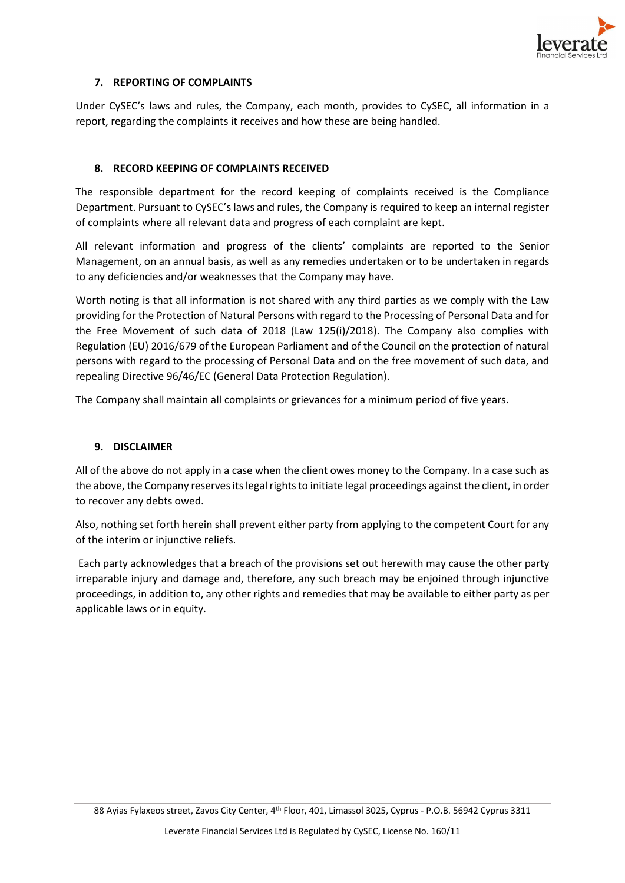## 7. REPORTING OF COMPLAINTS

Under CySEC's laws and rules, the Company, each month, provides to CySEC, all information in a report, regarding the complaints it receives and how these are being handled.

## 8. RECORD KEEPING OF COMPLAINTS RECEIVED

The responsible department for the record keeping of complaints received is the Compliance Department. Pursuant to CySEC's laws and rules, the Company is required to keep an internal register of complaints where all relevant data and progress of each complaint are kept.

All relevant information and progress of the clients' complaints are reported to the Senior Management, on an annual basis, as well as any remedies undertaken or to be undertaken in regards to any deficiencies and/or weaknesses that the Company may have.

Worth noting is that all information is not shared with any third parties as we comply with the Law providing for the Protection of Natural Persons with regard to the Processing of Personal Data and for the Free Movement of such data of 2018 (Law 125(i)/2018). The Company also complies with Regulation (EU) 2016/679 of the European Parliament and of the Council on the protection of natural persons with regard to the processing of Personal Data and on the free movement of such data, and repealing Directive 96/46/EC (General Data Protection Regulation).

The Company shall maintain all complaints or grievances for a minimum period of five years.

## 9. DISCLAIMER

All of the above do not apply in a case when the client owes money to the Company. In a case such as the above, the Company reserves its legal rights to initiate legal proceedings against the client, in order to recover any debts owed.

Also, nothing set forth herein shall prevent either party from applying to the competent Court for any of the interim or injunctive reliefs.

Each party acknowledges that a breach of the provisions set out herewith may cause the other party irreparable injury and damage and, therefore, any such breach may be enjoined through injunctive proceedings, in addition to, any other rights and remedies that may be available to either party as per applicable laws or in equity.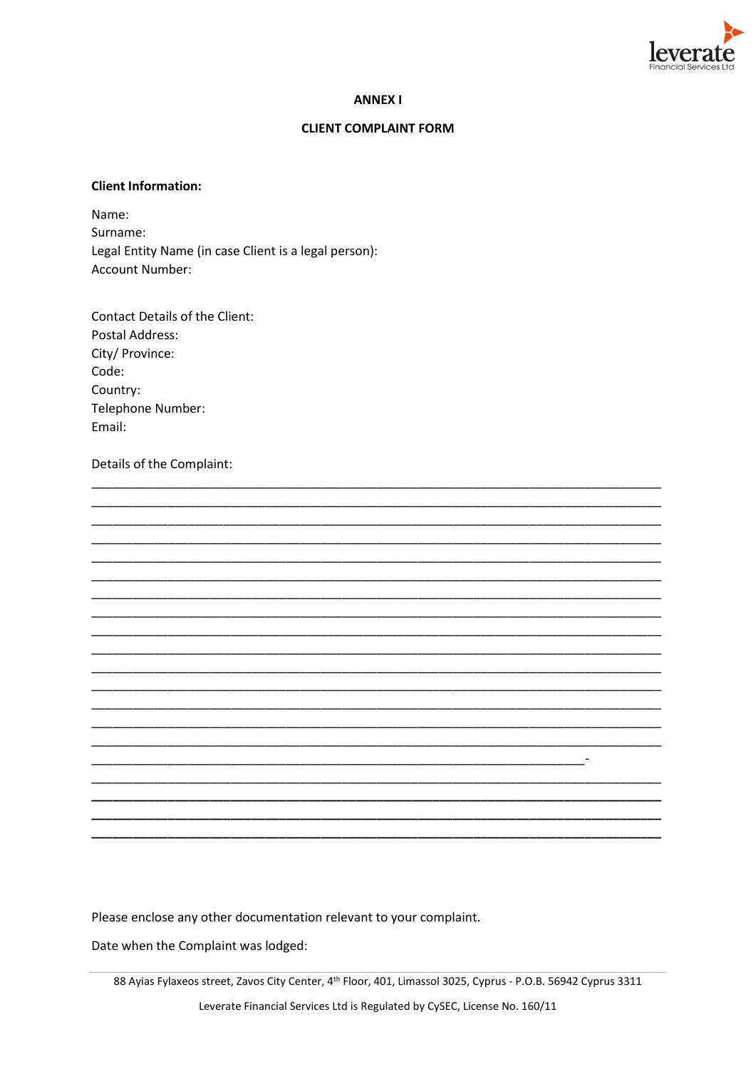## ANNEX I

## CLIENT COMPLAINT FORM

**Client Information:**

Name:
Surname:
Legal Entity Name (in case Client is a legal person):
Account Number:

Contact Details of the Client:
Postal Address:
City/ Province:
Code:
Country:
Telephone Number:
Email:

Details of the Complaint:

________________________________________________________________________
________________________________________________________________________
________________________________________________________________________
________________________________________________________________________
________________________________________________________________________
________________________________________________________________________
________________________________________________________________________
________________________________________________________________________
________________________________________________________________________
________________________________________________________________________
________________________________________________________________________
________________________________________________________________________
________________________________________________________________________
________________________________________________________________________
________________________________________________________________________
_______________________________________________________________-
________________________________________________________________________
________________________________________________________________________
________________________________________________________________________
________________________________________________________________________

Please enclose any other documentation relevant to your complaint.

Date when the Complaint was lodged:

88 Ayias Fylaxeos street, Zavos City Center, 4th Floor, 401, Limassol 3025, Cyprus - P.O.B. 56942 Cyprus 3311

Leverate Financial Services Ltd is Regulated by CySEC, License No. 160/11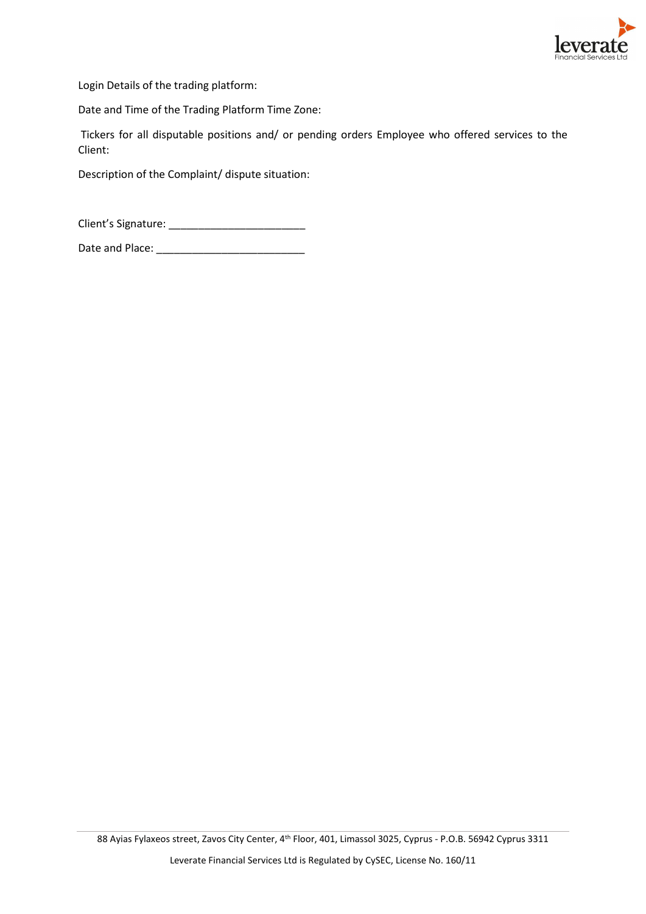Login Details of the trading platform:

Date and Time of the Trading Platform Time Zone:

Tickers for all disputable positions and/ or pending orders Employee who offered services to the Client:

Description of the Complaint/ dispute situation:

Client's Signature: ________________________

Date and Place: __________________________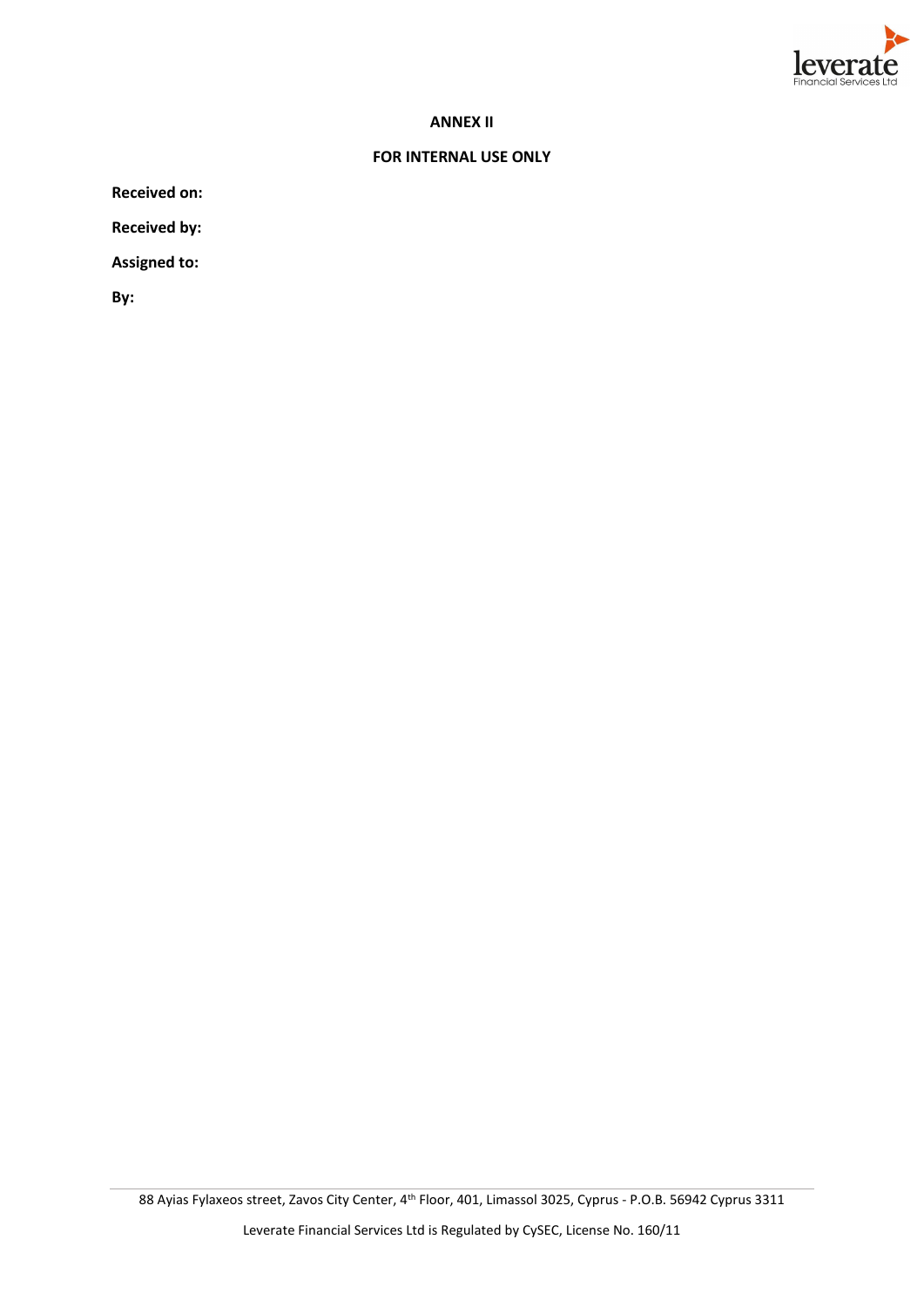**ANNEX II**

**FOR INTERNAL USE ONLY**

**Received on:**

**Received by:**

**Assigned to:**

**By:**